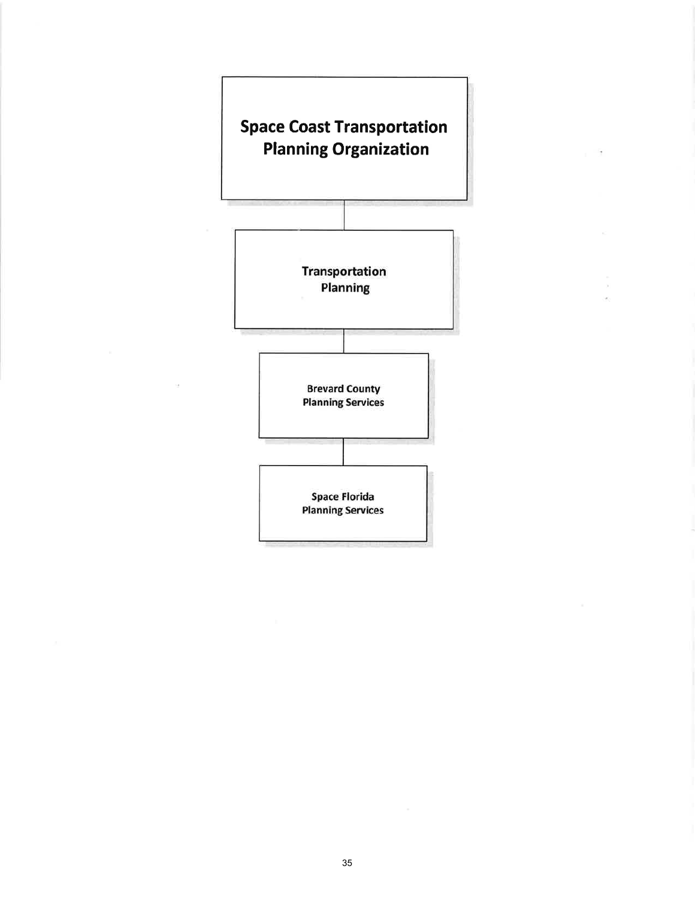**Space Coast Transportation Planning Organization**

**Transportation Planning**

**Brevard County Planning Services**

**Space Florida Planning Services**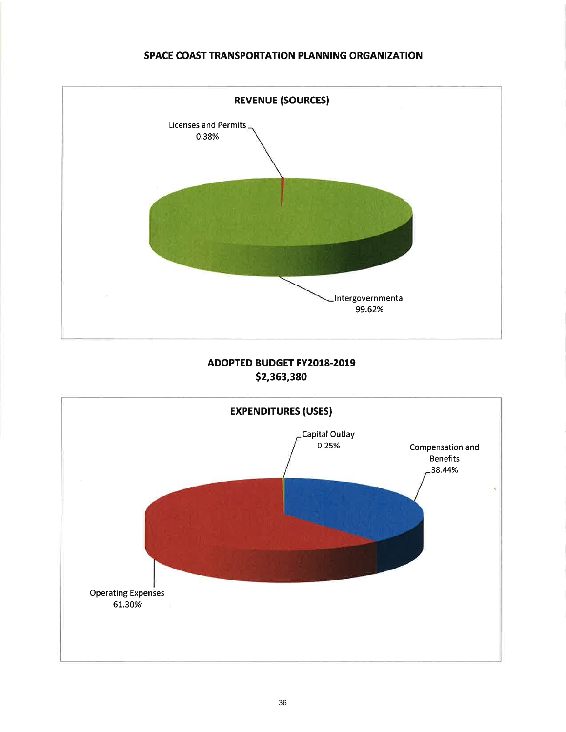# SPACE COAST TRANSPORTATION PLANNING ORGANIZATION

## REVENUE (SOURCES)

Licenses and Permits 0.38%

Intergovernmental 99.62%

## ADOPTED BUDGET FY2018-2019

## $2,363,380

## EXPENDITURES (USES)

Capital Outlay 0.25%

Compensation and Benefits 38.44%

Operating Expenses 61.30%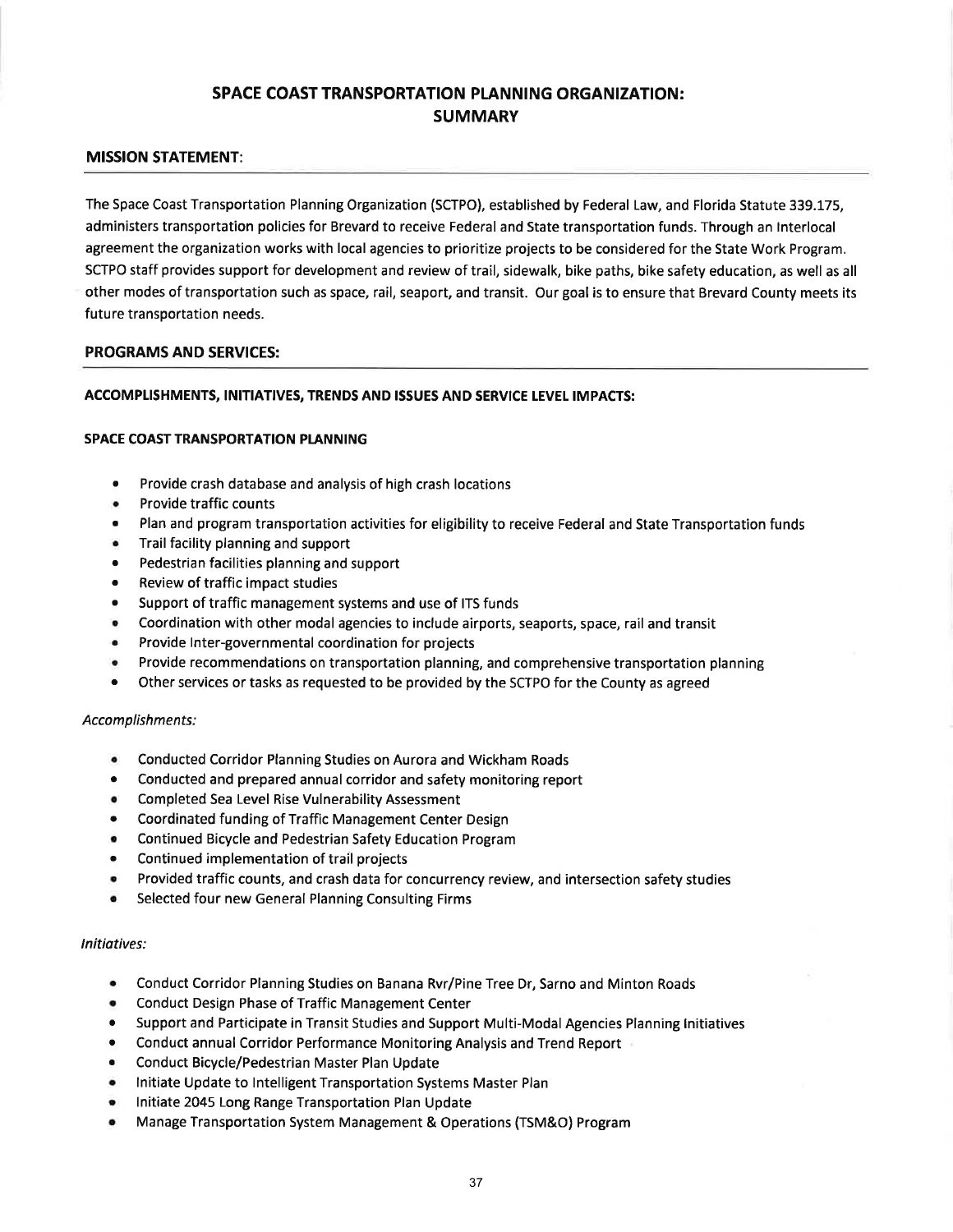# SPACE COAST TRANSPORTATION PLANNING ORGANIZATION: SUMMARY

## MISSION STATEMENT:

The Space Coast Transportation Planning Organization (SCTPO), established by Federal Law, and Florida Statute 339.175, administers transportation policies for Brevard to receive Federal and State transportation funds. Through an Interlocal agreement the organization works with local agencies to prioritize projects to be considered for the State Work Program. SCTPO staff provides support for development and review of trail, sidewalk, bike paths, bike safety education, as well as all other modes of transportation such as space, rail, seaport, and transit. Our goal is to ensure that Brevard County meets its future transportation needs.

## PROGRAMS AND SERVICES:

### ACCOMPLISHMENTS, INITIATIVES, TRENDS AND ISSUES AND SERVICE LEVEL IMPACTS:

#### SPACE COAST TRANSPORTATION PLANNING

- Provide crash database and analysis of high crash locations
- Provide traffic counts
- Plan and program transportation activities for eligibility to receive Federal and State Transportation funds
- Trail facility planning and support
- Pedestrian facilities planning and support
- Review of traffic impact studies
- Support of traffic management systems and use of ITS funds
- Coordination with other modal agencies to include airports, seaports, space, rail and transit
- Provide Inter-governmental coordination for projects
- Provide recommendations on transportation planning, and comprehensive transportation planning
- Other services or tasks as requested to be provided by the SCTPO for the County as agreed

*Accomplishments:*

- Conducted Corridor Planning Studies on Aurora and Wickham Roads
- Conducted and prepared annual corridor and safety monitoring report
- Completed Sea Level Rise Vulnerability Assessment
- Coordinated funding of Traffic Management Center Design
- Continued Bicycle and Pedestrian Safety Education Program
- Continued implementation of trail projects
- Provided traffic counts, and crash data for concurrency review, and intersection safety studies
- Selected four new General Planning Consulting Firms

*Initiatives:*

- Conduct Corridor Planning Studies on Banana Rvr/Pine Tree Dr, Sarno and Minton Roads
- Conduct Design Phase of Traffic Management Center
- Support and Participate in Transit Studies and Support Multi-Modal Agencies Planning Initiatives
- Conduct annual Corridor Performance Monitoring Analysis and Trend Report
- Conduct Bicycle/Pedestrian Master Plan Update
- Initiate Update to Intelligent Transportation Systems Master Plan
- Initiate 2045 Long Range Transportation Plan Update
- Manage Transportation System Management & Operations (TSM&O) Program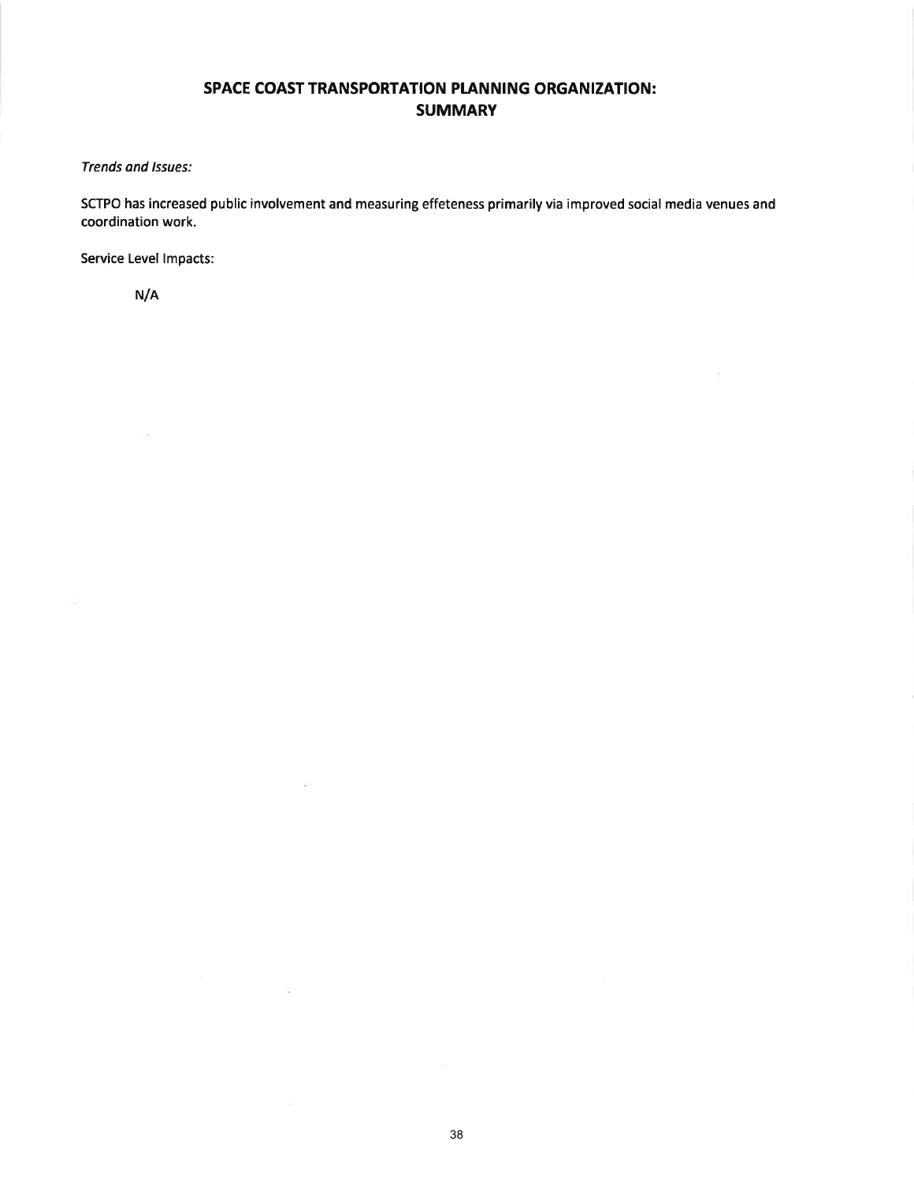# SPACE COAST TRANSPORTATION PLANNING ORGANIZATION: SUMMARY

*Trends and Issues:*

SCTPO has increased public involvement and measuring effeteness primarily via improved social media venues and coordination work.

Service Level Impacts:

N/A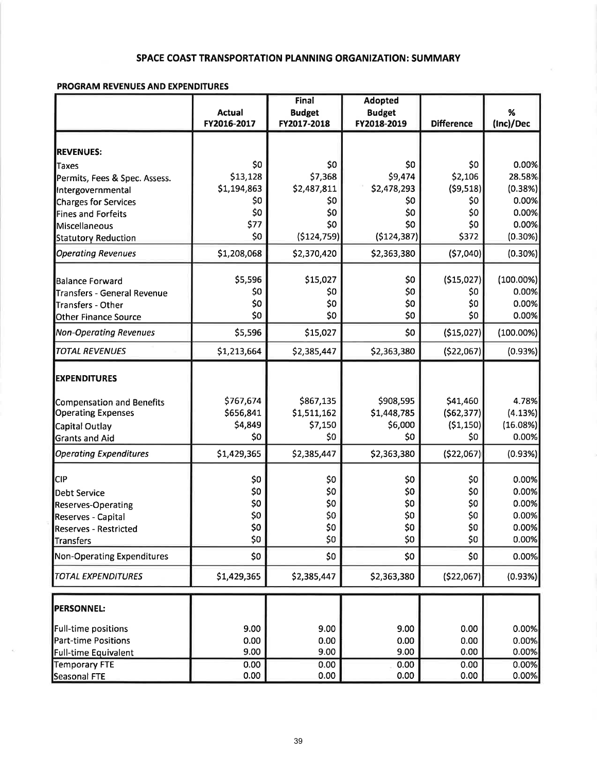## SPACE COAST TRANSPORTATION PLANNING ORGANIZATION: SUMMARY

### PROGRAM REVENUES AND EXPENDITURES

| | Actual FY2016-2017 | Final Budget FY2017-2018 | Adopted Budget FY2018-2019 | Difference | % (Inc)/Dec |
|---|---|---|---|---|---|
| **REVENUES:** | | | | | |
| Taxes | $0 | $0 | $0 | $0 | 0.00% |
| Permits, Fees & Spec. Assess. | $13,128 | $7,368 | $9,474 | $2,106 | 28.58% |
| Intergovernmental | $1,194,863 | $2,487,811 | $2,478,293 | ($9,518) | (0.38%) |
| Charges for Services | $0 | $0 | $0 | $0 | 0.00% |
| Fines and Forfeits | $0 | $0 | $0 | $0 | 0.00% |
| Miscellaneous | $77 | $0 | $0 | $0 | 0.00% |
| Statutory Reduction | $0 | ($124,759) | ($124,387) | $372 | (0.30%) |
| *Operating Revenues* | $1,208,068 | $2,370,420 | $2,363,380 | ($7,040) | (0.30%) |
| Balance Forward | $5,596 | $15,027 | $0 | ($15,027) | (100.00%) |
| Transfers - General Revenue | $0 | $0 | $0 | $0 | 0.00% |
| Transfers - Other | $0 | $0 | $0 | $0 | 0.00% |
| Other Finance Source | $0 | $0 | $0 | $0 | 0.00% |
| *Non-Operating Revenues* | $5,596 | $15,027 | $0 | ($15,027) | (100.00%) |
| *TOTAL REVENUES* | $1,213,664 | $2,385,447 | $2,363,380 | ($22,067) | (0.93%) |
| **EXPENDITURES** | | | | | |
| Compensation and Benefits | $767,674 | $867,135 | $908,595 | $41,460 | 4.78% |
| Operating Expenses | $656,841 | $1,511,162 | $1,448,785 | ($62,377) | (4.13%) |
| Capital Outlay | $4,849 | $7,150 | $6,000 | ($1,150) | (16.08%) |
| Grants and Aid | $0 | $0 | $0 | $0 | 0.00% |
| *Operating Expenditures* | $1,429,365 | $2,385,447 | $2,363,380 | ($22,067) | (0.93%) |
| CIP | $0 | $0 | $0 | $0 | 0.00% |
| Debt Service | $0 | $0 | $0 | $0 | 0.00% |
| Reserves-Operating | $0 | $0 | $0 | $0 | 0.00% |
| Reserves - Capital | $0 | $0 | $0 | $0 | 0.00% |
| Reserves - Restricted | $0 | $0 | $0 | $0 | 0.00% |
| Transfers | $0 | $0 | $0 | $0 | 0.00% |
| Non-Operating Expenditures | $0 | $0 | $0 | $0 | 0.00% |
| *TOTAL EXPENDITURES* | $1,429,365 | $2,385,447 | $2,363,380 | ($22,067) | (0.93%) |

| | | | | | |
|---|---|---|---|---|---|
| **PERSONNEL:** | | | | | |
| Full-time positions | 9.00 | 9.00 | 9.00 | 0.00 | 0.00% |
| Part-time Positions | 0.00 | 0.00 | 0.00 | 0.00 | 0.00% |
| Full-time Equivalent | 9.00 | 9.00 | 9.00 | 0.00 | 0.00% |
| Temporary FTE | 0.00 | 0.00 | 0.00 | 0.00 | 0.00% |
| Seasonal FTE | 0.00 | 0.00 | 0.00 | 0.00 | 0.00% |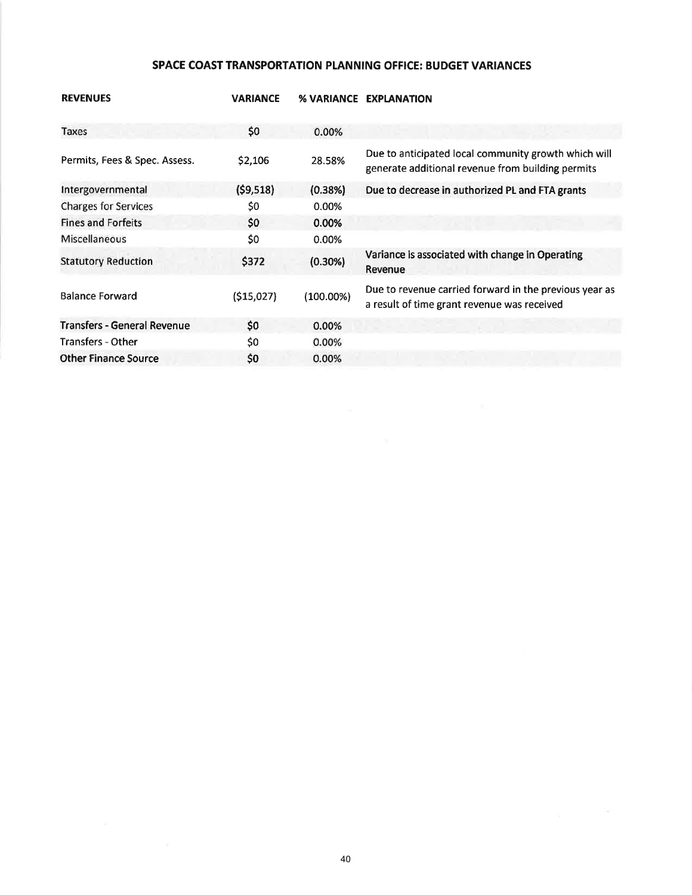## SPACE COAST TRANSPORTATION PLANNING OFFICE: BUDGET VARIANCES

| REVENUES | VARIANCE | % VARIANCE | EXPLANATION |
|---|---|---|---|
| Taxes | $0 | 0.00% | |
| Permits, Fees & Spec. Assess. | $2,106 | 28.58% | Due to anticipated local community growth which will generate additional revenue from building permits |
| Intergovernmental | ($9,518) | (0.38%) | Due to decrease in authorized PL and FTA grants |
| Charges for Services | $0 | 0.00% | |
| Fines and Forfeits | $0 | 0.00% | |
| Miscellaneous | $0 | 0.00% | |
| Statutory Reduction | $372 | (0.30%) | Variance is associated with change in Operating Revenue |
| Balance Forward | ($15,027) | (100.00%) | Due to revenue carried forward in the previous year as a result of time grant revenue was received |
| Transfers - General Revenue | $0 | 0.00% | |
| Transfers - Other | $0 | 0.00% | |
| Other Finance Source | $0 | 0.00% | |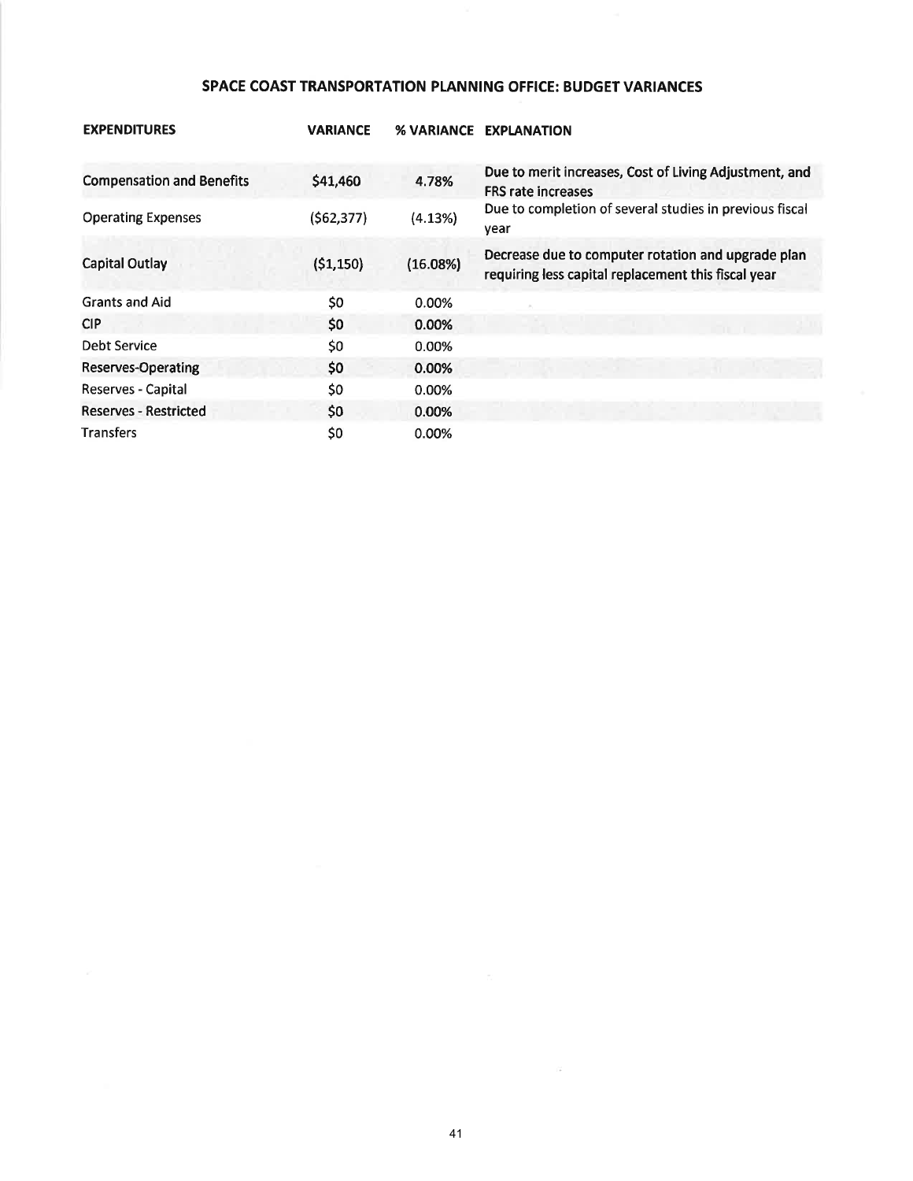## SPACE COAST TRANSPORTATION PLANNING OFFICE: BUDGET VARIANCES

| EXPENDITURES | VARIANCE | % VARIANCE | EXPLANATION |
|---|---|---|---|
| Compensation and Benefits | $41,460 | 4.78% | Due to merit increases, Cost of Living Adjustment, and FRS rate increases |
| Operating Expenses | ($62,377) | (4.13%) | Due to completion of several studies in previous fiscal year |
| Capital Outlay | ($1,150) | (16.08%) | Decrease due to computer rotation and upgrade plan requiring less capital replacement this fiscal year |
| Grants and Aid | $0 | 0.00% | |
| CIP | $0 | 0.00% | |
| Debt Service | $0 | 0.00% | |
| Reserves-Operating | $0 | 0.00% | |
| Reserves - Capital | $0 | 0.00% | |
| Reserves - Restricted | $0 | 0.00% | |
| Transfers | $0 | 0.00% | |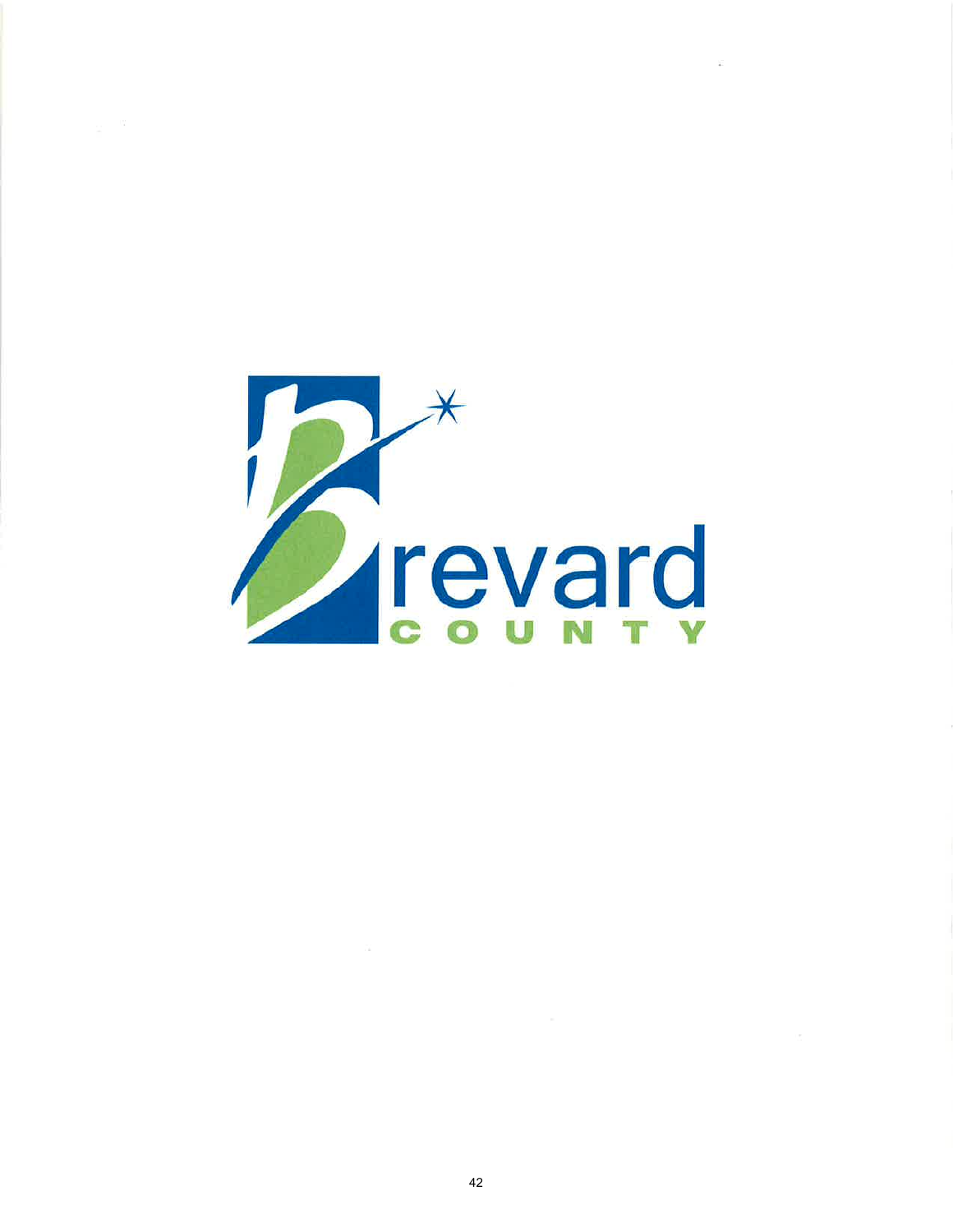Brevard

COUNTY